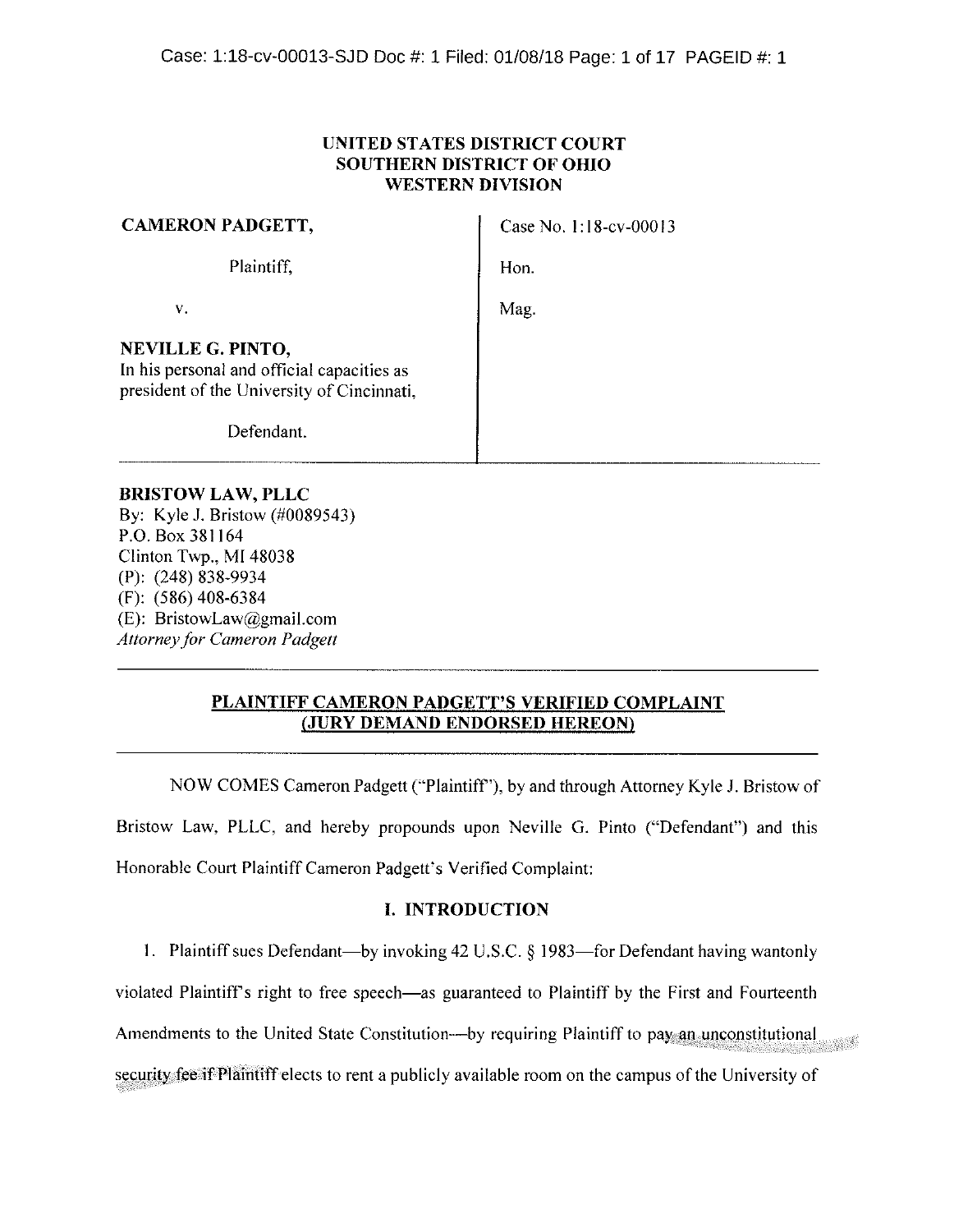**UNITED STATES DISTRICT COURT**
**SOUTHERN DISTRICT OF OHIO**
**WESTERN DIVISION**

| | |
|---|---|
| **CAMERON PADGETT,** | Case No. 1:18-cv-00013 |
| Plaintiff, | Hon. |
| v. | Mag. |
| **NEVILLE G. PINTO,** In his personal and official capacities as president of the University of Cincinnati, | |
| Defendant. | |

**BRISTOW LAW, PLLC**
By: Kyle J. Bristow (#0089543)
P.O. Box 381164
Clinton Twp., MI 48038
(P): (248) 838-9934
(F): (586) 408-6384
(E): BristowLaw@gmail.com
*Attorney for Cameron Padgett*

---

## PLAINTIFF CAMERON PADGETT'S VERIFIED COMPLAINT (JURY DEMAND ENDORSED HEREON)

---

NOW COMES Cameron Padgett ("Plaintiff"), by and through Attorney Kyle J. Bristow of Bristow Law, PLLC, and hereby propounds upon Neville G. Pinto ("Defendant") and this Honorable Court Plaintiff Cameron Padgett's Verified Complaint:

## I. INTRODUCTION

1. Plaintiff sues Defendant—by invoking 42 U.S.C. § 1983—for Defendant having wantonly violated Plaintiff's right to free speech—as guaranteed to Plaintiff by the First and Fourteenth Amendments to the United State Constitution—by requiring Plaintiff to pay an unconstitutional security fee if Plaintiff elects to rent a publicly available room on the campus of the University of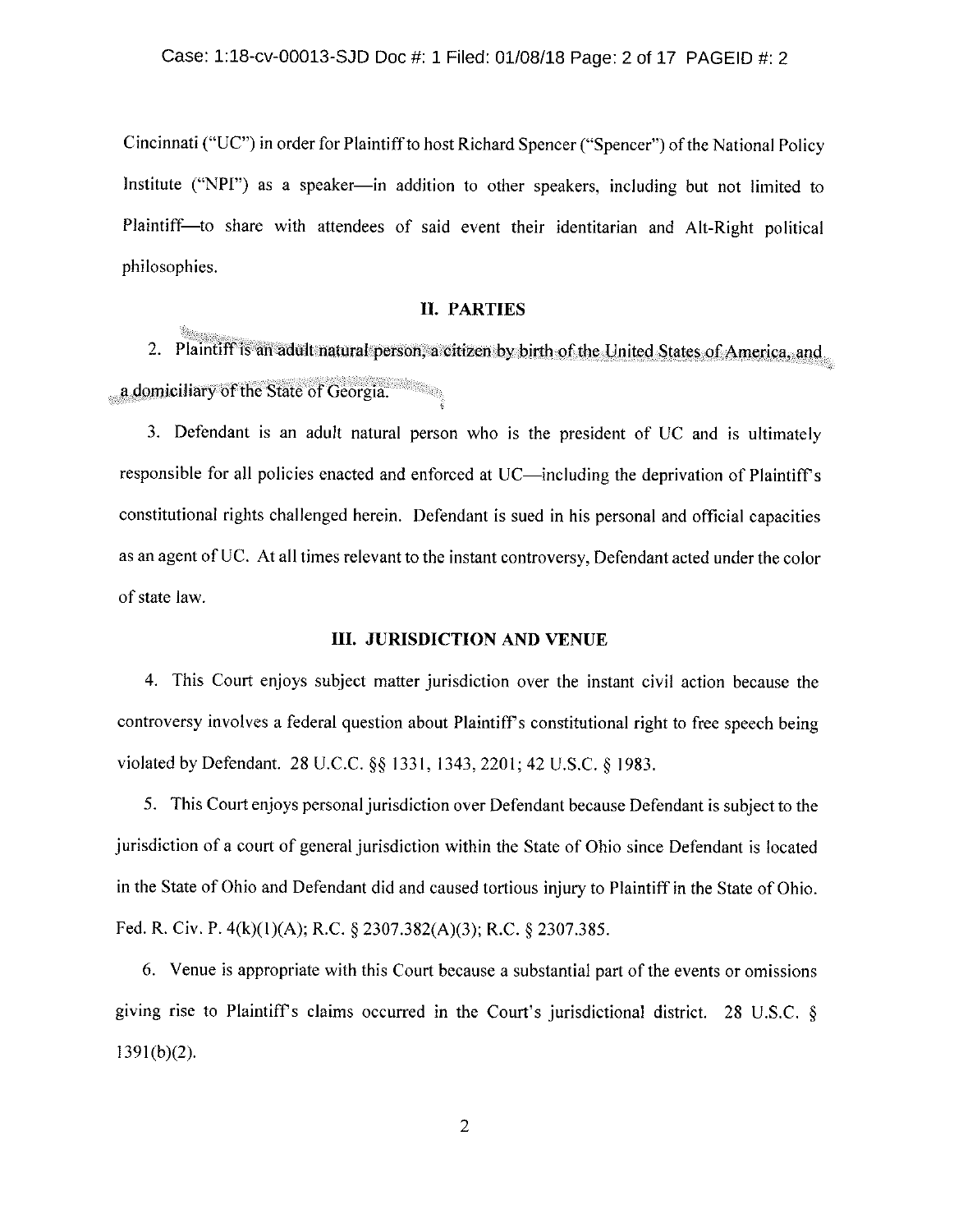Cincinnati ("UC") in order for Plaintiff to host Richard Spencer ("Spencer") of the National Policy Institute ("NPI") as a speaker—in addition to other speakers, including but not limited to Plaintiff—to share with attendees of said event their identitarian and Alt-Right political philosophies.

## II. PARTIES

2. Plaintiff is an adult natural person, a citizen by birth of the United States of America, and a domiciliary of the State of Georgia.

3. Defendant is an adult natural person who is the president of UC and is ultimately responsible for all policies enacted and enforced at UC—including the deprivation of Plaintiff's constitutional rights challenged herein. Defendant is sued in his personal and official capacities as an agent of UC. At all times relevant to the instant controversy, Defendant acted under the color of state law.

## III. JURISDICTION AND VENUE

4. This Court enjoys subject matter jurisdiction over the instant civil action because the controversy involves a federal question about Plaintiff's constitutional right to free speech being violated by Defendant. 28 U.C.C. §§ 1331, 1343, 2201; 42 U.S.C. § 1983.

5. This Court enjoys personal jurisdiction over Defendant because Defendant is subject to the jurisdiction of a court of general jurisdiction within the State of Ohio since Defendant is located in the State of Ohio and Defendant did and caused tortious injury to Plaintiff in the State of Ohio. Fed. R. Civ. P. 4(k)(1)(A); R.C. § 2307.382(A)(3); R.C. § 2307.385.

6. Venue is appropriate with this Court because a substantial part of the events or omissions giving rise to Plaintiff's claims occurred in the Court's jurisdictional district. 28 U.S.C. § 1391(b)(2).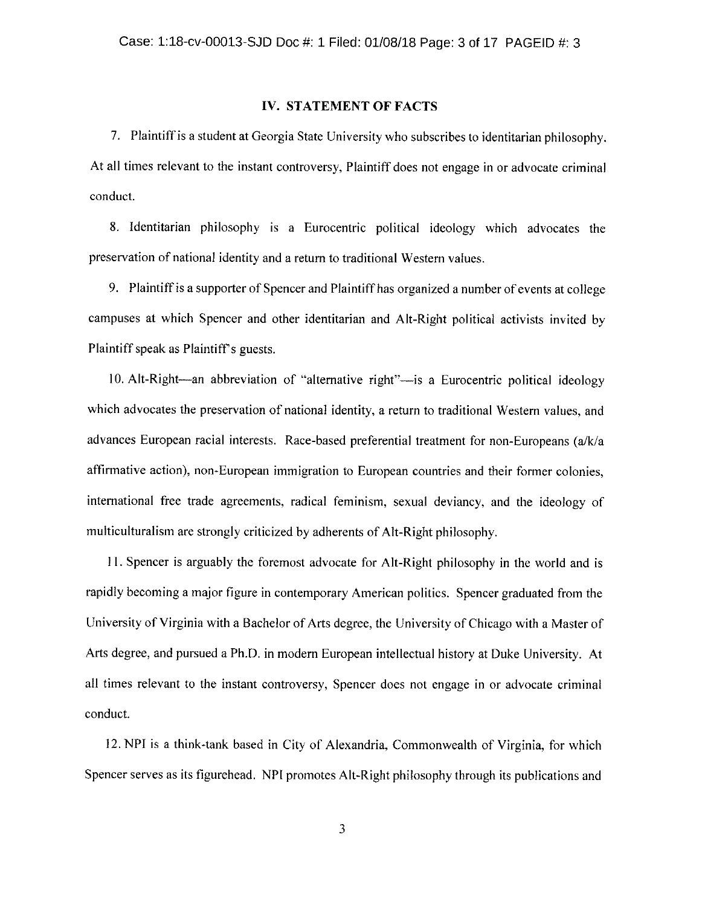## IV. STATEMENT OF FACTS

7. Plaintiff is a student at Georgia State University who subscribes to identitarian philosophy. At all times relevant to the instant controversy, Plaintiff does not engage in or advocate criminal conduct.

8. Identitarian philosophy is a Eurocentric political ideology which advocates the preservation of national identity and a return to traditional Western values.

9. Plaintiff is a supporter of Spencer and Plaintiff has organized a number of events at college campuses at which Spencer and other identitarian and Alt-Right political activists invited by Plaintiff speak as Plaintiff's guests.

10. Alt-Right—an abbreviation of "alternative right"—is a Eurocentric political ideology which advocates the preservation of national identity, a return to traditional Western values, and advances European racial interests. Race-based preferential treatment for non-Europeans (a/k/a affirmative action), non-European immigration to European countries and their former colonies, international free trade agreements, radical feminism, sexual deviancy, and the ideology of multiculturalism are strongly criticized by adherents of Alt-Right philosophy.

11. Spencer is arguably the foremost advocate for Alt-Right philosophy in the world and is rapidly becoming a major figure in contemporary American politics. Spencer graduated from the University of Virginia with a Bachelor of Arts degree, the University of Chicago with a Master of Arts degree, and pursued a Ph.D. in modern European intellectual history at Duke University. At all times relevant to the instant controversy, Spencer does not engage in or advocate criminal conduct.

12. NPI is a think-tank based in City of Alexandria, Commonwealth of Virginia, for which Spencer serves as its figurehead. NPI promotes Alt-Right philosophy through its publications and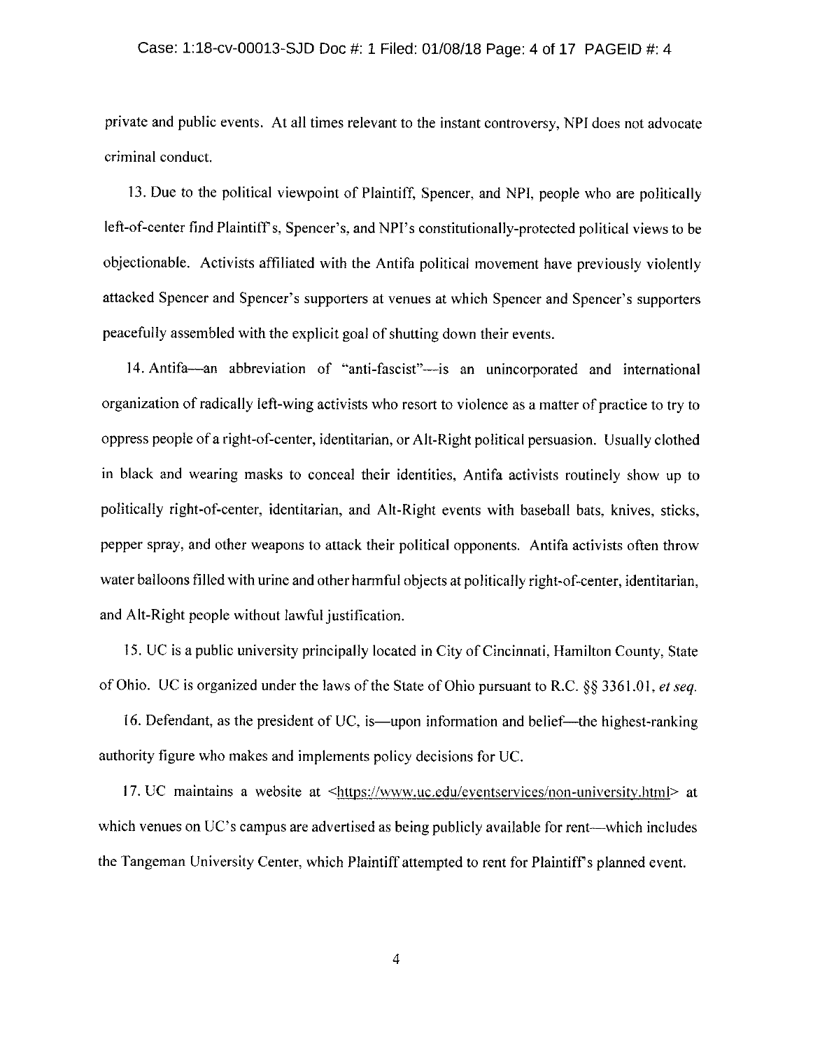private and public events. At all times relevant to the instant controversy, NPI does not advocate criminal conduct.

13. Due to the political viewpoint of Plaintiff, Spencer, and NPI, people who are politically left-of-center find Plaintiff's, Spencer's, and NPI's constitutionally-protected political views to be objectionable. Activists affiliated with the Antifa political movement have previously violently attacked Spencer and Spencer's supporters at venues at which Spencer and Spencer's supporters peacefully assembled with the explicit goal of shutting down their events.

14. Antifa—an abbreviation of "anti-fascist"—is an unincorporated and international organization of radically left-wing activists who resort to violence as a matter of practice to try to oppress people of a right-of-center, identitarian, or Alt-Right political persuasion. Usually clothed in black and wearing masks to conceal their identities, Antifa activists routinely show up to politically right-of-center, identitarian, and Alt-Right events with baseball bats, knives, sticks, pepper spray, and other weapons to attack their political opponents. Antifa activists often throw water balloons filled with urine and other harmful objects at politically right-of-center, identitarian, and Alt-Right people without lawful justification.

15. UC is a public university principally located in City of Cincinnati, Hamilton County, State of Ohio. UC is organized under the laws of the State of Ohio pursuant to R.C. §§ 3361.01, *et seq.*

16. Defendant, as the president of UC, is—upon information and belief—the highest-ranking authority figure who makes and implements policy decisions for UC.

17. UC maintains a website at <https://www.uc.edu/eventservices/non-university.html> at which venues on UC's campus are advertised as being publicly available for rent—which includes the Tangeman University Center, which Plaintiff attempted to rent for Plaintiff's planned event.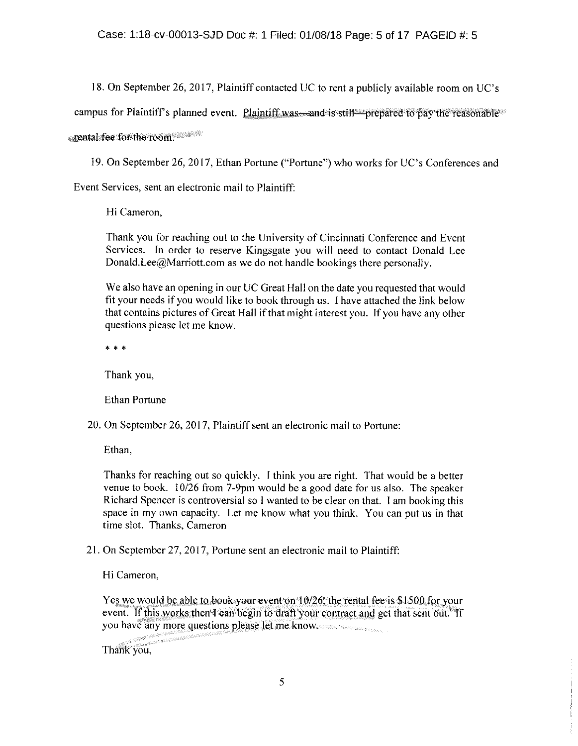18. On September 26, 2017, Plaintiff contacted UC to rent a publicly available room on UC's campus for Plaintiff's planned event. Plaintiff was—and is still—prepared to pay the reasonable rental fee for the room.

19. On September 26, 2017, Ethan Portune ("Portune") who works for UC's Conferences and Event Services, sent an electronic mail to Plaintiff:

> Hi Cameron,
>
> Thank you for reaching out to the University of Cincinnati Conference and Event Services. In order to reserve Kingsgate you will need to contact Donald Lee Donald.Lee@Marriott.com as we do not handle bookings there personally.
>
> We also have an opening in our UC Great Hall on the date you requested that would fit your needs if you would like to book through us. I have attached the link below that contains pictures of Great Hall if that might interest you. If you have any other questions please let me know.
>
> * * *
>
> Thank you,
>
> Ethan Portune

20. On September 26, 2017, Plaintiff sent an electronic mail to Portune:

> Ethan,
>
> Thanks for reaching out so quickly. I think you are right. That would be a better venue to book. 10/26 from 7-9pm would be a good date for us also. The speaker Richard Spencer is controversial so I wanted to be clear on that. I am booking this space in my own capacity. Let me know what you think. You can put us in that time slot. Thanks, Cameron

21. On September 27, 2017, Portune sent an electronic mail to Plaintiff:

> Hi Cameron,
>
> Yes we would be able to book your event on 10/26, the rental fee is $1500 for your event. If this works then I can begin to draft your contract and get that sent out. If you have any more questions please let me know.
>
> Thank you,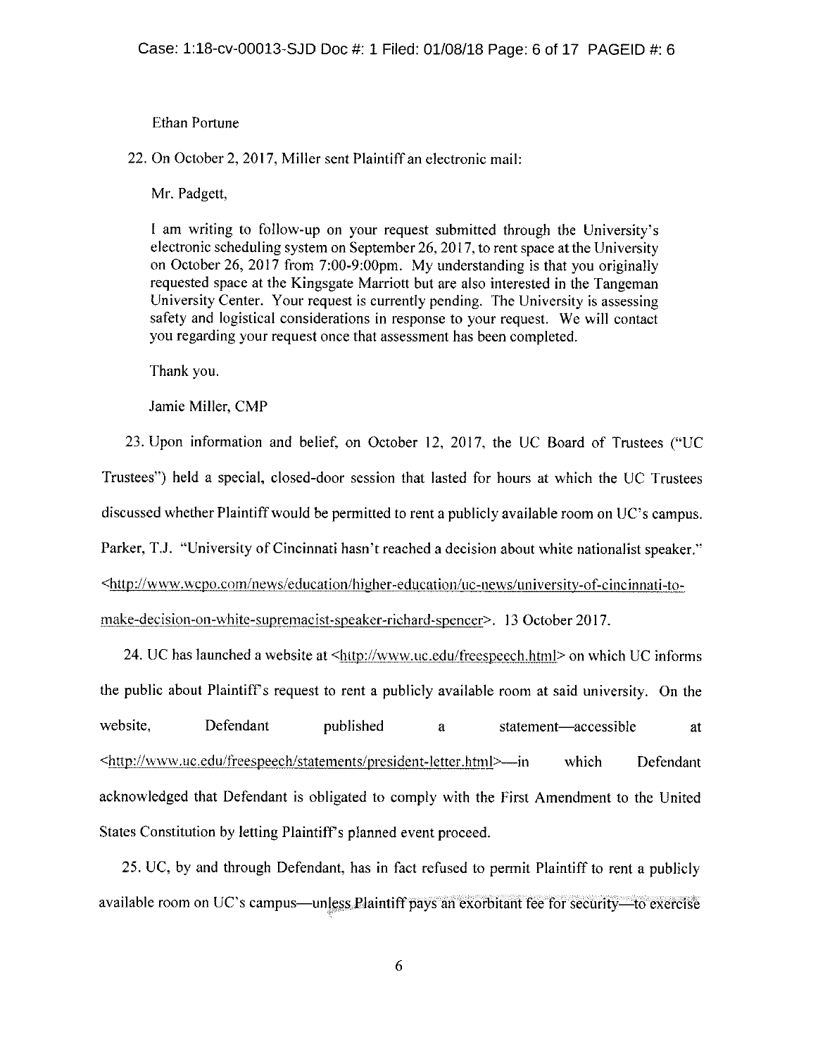Ethan Portune

22. On October 2, 2017, Miller sent Plaintiff an electronic mail:

> Mr. Padgett,
>
> I am writing to follow-up on your request submitted through the University's electronic scheduling system on September 26, 2017, to rent space at the University on October 26, 2017 from 7:00-9:00pm. My understanding is that you originally requested space at the Kingsgate Marriott but are also interested in the Tangeman University Center. Your request is currently pending. The University is assessing safety and logistical considerations in response to your request. We will contact you regarding your request once that assessment has been completed.
>
> Thank you.
>
> Jamie Miller, CMP

23. Upon information and belief, on October 12, 2017, the UC Board of Trustees ("UC Trustees") held a special, closed-door session that lasted for hours at which the UC Trustees discussed whether Plaintiff would be permitted to rent a publicly available room on UC's campus. Parker, T.J. "University of Cincinnati hasn't reached a decision about white nationalist speaker." <http://www.wcpo.com/news/education/higher-education/uc-news/university-of-cincinnati-to-make-decision-on-white-supremacist-speaker-richard-spencer>. 13 October 2017.

24. UC has launched a website at <http://www.uc.edu/freespeech.html> on which UC informs the public about Plaintiff's request to rent a publicly available room at said university. On the website, Defendant published a statement—accessible at <http://www.uc.edu/freespeech/statements/president-letter.html>—in which Defendant acknowledged that Defendant is obligated to comply with the First Amendment to the United States Constitution by letting Plaintiff's planned event proceed.

25. UC, by and through Defendant, has in fact refused to permit Plaintiff to rent a publicly available room on UC's campus—unless Plaintiff pays an exorbitant fee for security—to exercise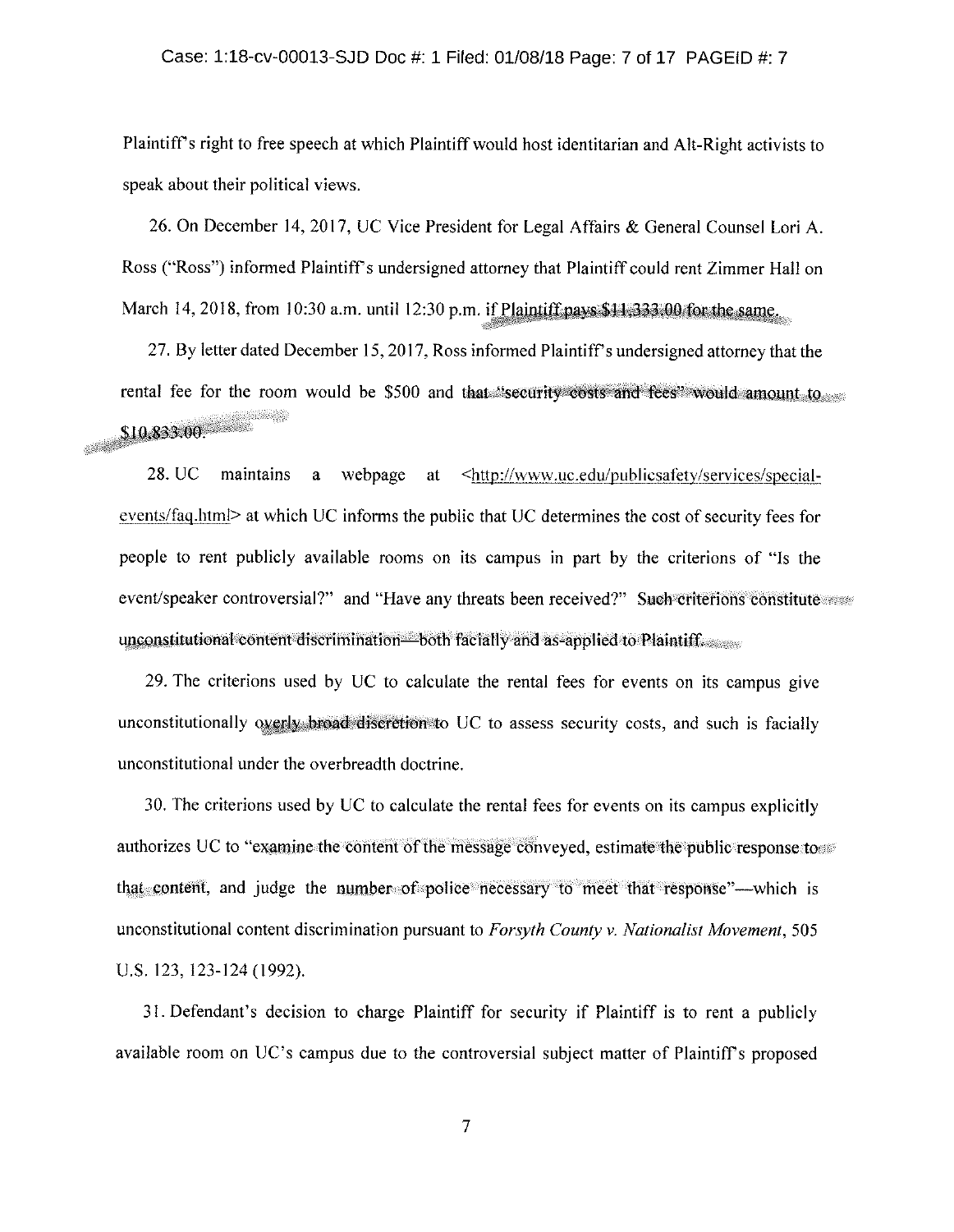Plaintiff's right to free speech at which Plaintiff would host identitarian and Alt-Right activists to speak about their political views.

26. On December 14, 2017, UC Vice President for Legal Affairs & General Counsel Lori A. Ross ("Ross") informed Plaintiff's undersigned attorney that Plaintiff could rent Zimmer Hall on March 14, 2018, from 10:30 a.m. until 12:30 p.m. if Plaintiff pays $11,333.00 for the same.

27. By letter dated December 15, 2017, Ross informed Plaintiff's undersigned attorney that the rental fee for the room would be $500 and that "security costs and fees" would amount to $10,833.00.

28. UC maintains a webpage at <http://www.uc.edu/publicsafety/services/special-events/faq.html> at which UC informs the public that UC determines the cost of security fees for people to rent publicly available rooms on its campus in part by the criterions of "Is the event/speaker controversial?" and "Have any threats been received?" Such criterions constitute unconstitutional content discrimination—both facially and as-applied to Plaintiff.

29. The criterions used by UC to calculate the rental fees for events on its campus give unconstitutionally overly broad discretion to UC to assess security costs, and such is facially unconstitutional under the overbreadth doctrine.

30. The criterions used by UC to calculate the rental fees for events on its campus explicitly authorizes UC to "examine the content of the message conveyed, estimate the public response to that content, and judge the number of police necessary to meet that response"—which is unconstitutional content discrimination pursuant to *Forsyth County v. Nationalist Movement*, 505 U.S. 123, 123-124 (1992).

31. Defendant's decision to charge Plaintiff for security if Plaintiff is to rent a publicly available room on UC's campus due to the controversial subject matter of Plaintiff's proposed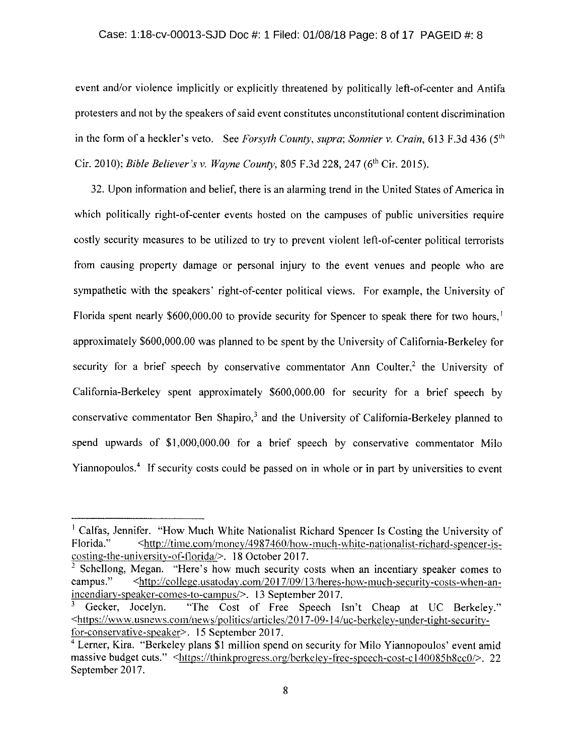event and/or violence implicitly or explicitly threatened by politically left-of-center and Antifa protesters and not by the speakers of said event constitutes unconstitutional content discrimination in the form of a heckler's veto. See *Forsyth County, supra*; *Sonnier v. Crain*, 613 F.3d 436 (5th Cir. 2010); *Bible Believer's v. Wayne County*, 805 F.3d 228, 247 (6th Cir. 2015).

32. Upon information and belief, there is an alarming trend in the United States of America in which politically right-of-center events hosted on the campuses of public universities require costly security measures to be utilized to try to prevent violent left-of-center political terrorists from causing property damage or personal injury to the event venues and people who are sympathetic with the speakers' right-of-center political views. For example, the University of Florida spent nearly $600,000.00 to provide security for Spencer to speak there for two hours,[1] approximately $600,000.00 was planned to be spent by the University of California-Berkeley for security for a brief speech by conservative commentator Ann Coulter,[2] the University of California-Berkeley spent approximately $600,000.00 for security for a brief speech by conservative commentator Ben Shapiro,[3] and the University of California-Berkeley planned to spend upwards of $1,000,000.00 for a brief speech by conservative commentator Milo Yiannopoulos.[4] If security costs could be passed on in whole or in part by universities to event

---

[1] Calfas, Jennifer. "How Much White Nationalist Richard Spencer Is Costing the University of Florida." <http://time.com/money/4987460/how-much-white-nationalist-richard-spencer-is-costing-the-university-of-florida/>. 18 October 2017.

[2] Schellong, Megan. "Here's how much security costs when an incentiary speaker comes to campus." <http://college.usatoday.com/2017/09/13/heres-how-much-security-costs-when-an-incendiary-speaker-comes-to-campus/>. 13 September 2017.

[3] Gecker, Jocelyn. "The Cost of Free Speech Isn't Cheap at UC Berkeley." <https://www.usnews.com/news/politics/articles/2017-09-14/uc-berkeley-under-tight-security-for-conservative-speaker>. 15 September 2017.

[4] Lerner, Kira. "Berkeley plans $1 million spend on security for Milo Yiannopoulos' event amid massive budget cuts." <https://thinkprogress.org/berkeley-free-speech-cost-c140085b8cc0/>. 22 September 2017.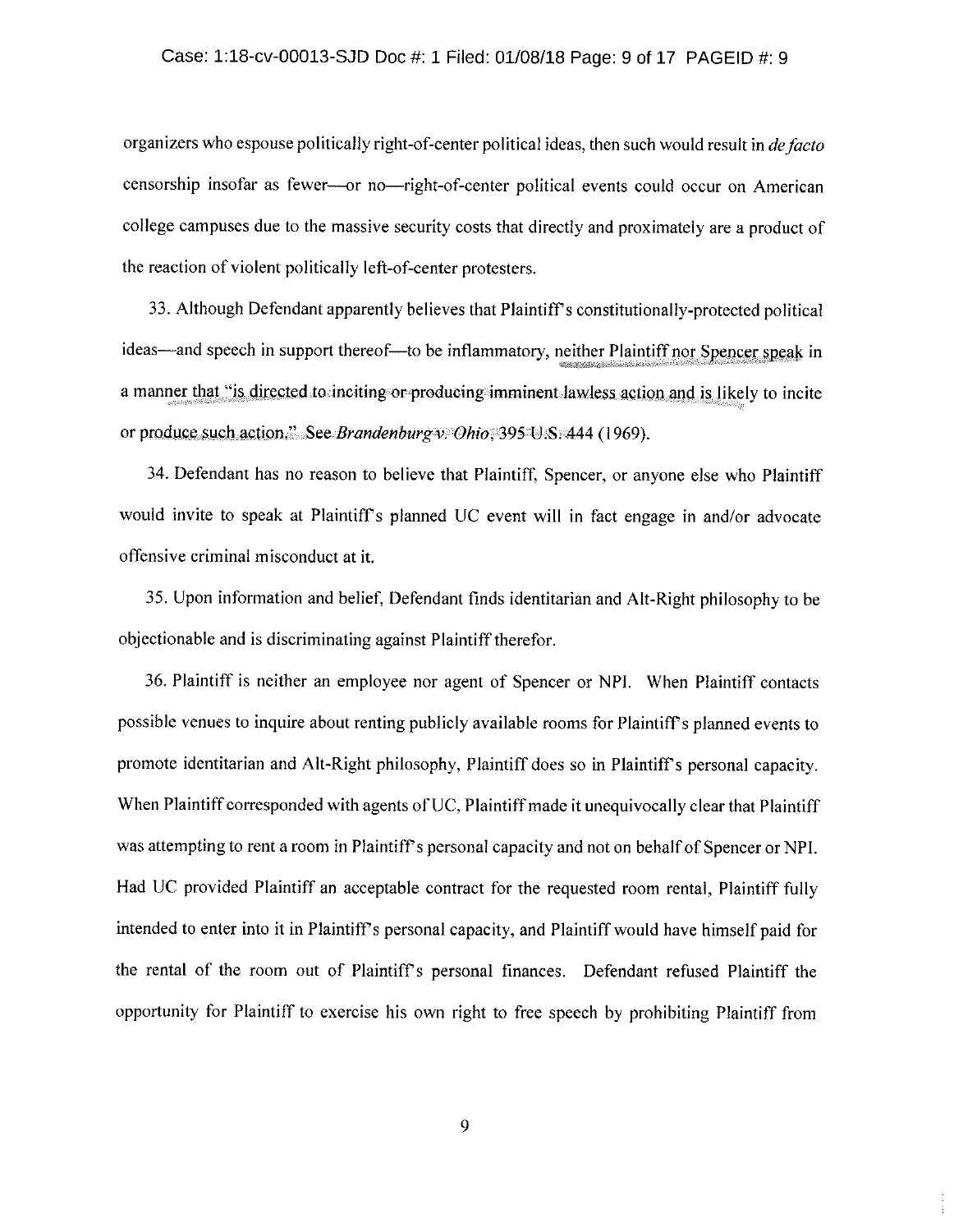organizers who espouse politically right-of-center political ideas, then such would result in *de facto* censorship insofar as fewer—or no—right-of-center political events could occur on American college campuses due to the massive security costs that directly and proximately are a product of the reaction of violent politically left-of-center protesters.

33. Although Defendant apparently believes that Plaintiff's constitutionally-protected political ideas—and speech in support thereof—to be inflammatory, neither Plaintiff nor Spencer speak in a manner that "is directed to inciting or producing imminent lawless action and is likely to incite or produce such action." See *Brandenburg v. Ohio*, 395 U.S. 444 (1969).

34. Defendant has no reason to believe that Plaintiff, Spencer, or anyone else who Plaintiff would invite to speak at Plaintiff's planned UC event will in fact engage in and/or advocate offensive criminal misconduct at it.

35. Upon information and belief, Defendant finds identitarian and Alt-Right philosophy to be objectionable and is discriminating against Plaintiff therefor.

36. Plaintiff is neither an employee nor agent of Spencer or NPI. When Plaintiff contacts possible venues to inquire about renting publicly available rooms for Plaintiff's planned events to promote identitarian and Alt-Right philosophy, Plaintiff does so in Plaintiff's personal capacity. When Plaintiff corresponded with agents of UC, Plaintiff made it unequivocally clear that Plaintiff was attempting to rent a room in Plaintiff's personal capacity and not on behalf of Spencer or NPI. Had UC provided Plaintiff an acceptable contract for the requested room rental, Plaintiff fully intended to enter into it in Plaintiff's personal capacity, and Plaintiff would have himself paid for the rental of the room out of Plaintiff's personal finances. Defendant refused Plaintiff the opportunity for Plaintiff to exercise his own right to free speech by prohibiting Plaintiff from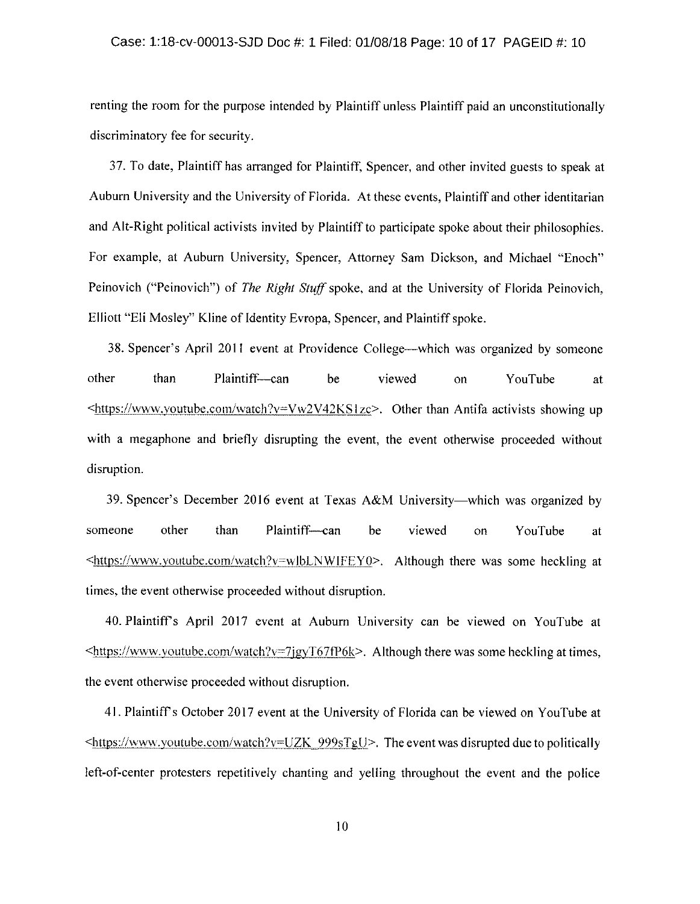renting the room for the purpose intended by Plaintiff unless Plaintiff paid an unconstitutionally discriminatory fee for security.

37. To date, Plaintiff has arranged for Plaintiff, Spencer, and other invited guests to speak at Auburn University and the University of Florida. At these events, Plaintiff and other identitarian and Alt-Right political activists invited by Plaintiff to participate spoke about their philosophies. For example, at Auburn University, Spencer, Attorney Sam Dickson, and Michael "Enoch" Peinovich ("Peinovich") of *The Right Stuff* spoke, and at the University of Florida Peinovich, Elliott "Eli Mosley" Kline of Identity Evropa, Spencer, and Plaintiff spoke.

38. Spencer's April 2011 event at Providence College—which was organized by someone other than Plaintiff—can be viewed on YouTube at <https://www.youtube.com/watch?v=Vw2V42KS1zc>. Other than Antifa activists showing up with a megaphone and briefly disrupting the event, the event otherwise proceeded without disruption.

39. Spencer's December 2016 event at Texas A&M University—which was organized by someone other than Plaintiff—can be viewed on YouTube at <https://www.youtube.com/watch?v=wlbLNWIFEY0>. Although there was some heckling at times, the event otherwise proceeded without disruption.

40. Plaintiff's April 2017 event at Auburn University can be viewed on YouTube at <https://www.youtube.com/watch?v=7jgyT67fP6k>. Although there was some heckling at times, the event otherwise proceeded without disruption.

41. Plaintiff's October 2017 event at the University of Florida can be viewed on YouTube at <https://www.youtube.com/watch?v=UZK_999sTgU>. The event was disrupted due to politically left-of-center protesters repetitively chanting and yelling throughout the event and the police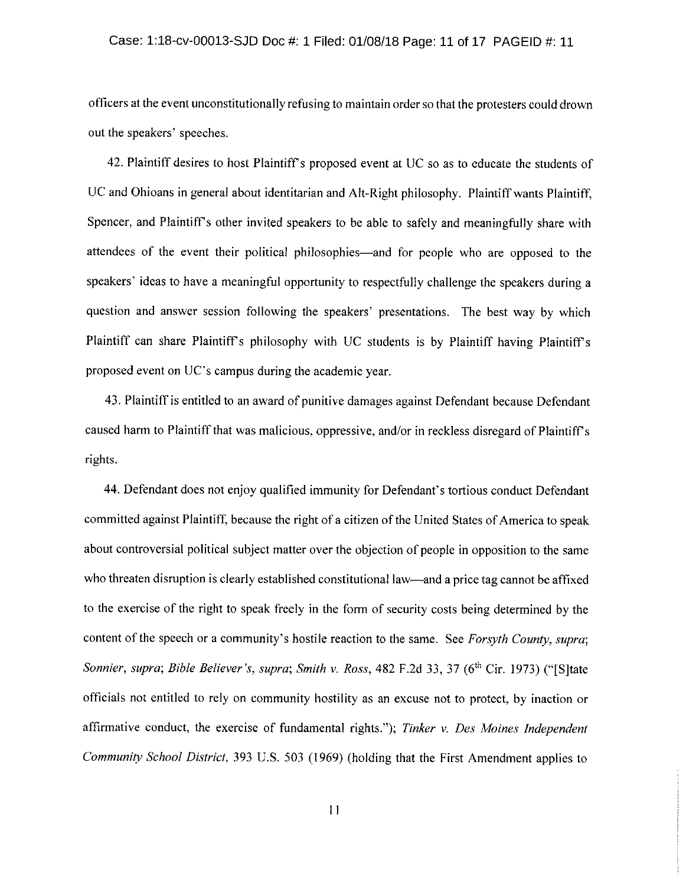officers at the event unconstitutionally refusing to maintain order so that the protesters could drown out the speakers' speeches.

42. Plaintiff desires to host Plaintiff's proposed event at UC so as to educate the students of UC and Ohioans in general about identitarian and Alt-Right philosophy. Plaintiff wants Plaintiff, Spencer, and Plaintiff's other invited speakers to be able to safely and meaningfully share with attendees of the event their political philosophies—and for people who are opposed to the speakers' ideas to have a meaningful opportunity to respectfully challenge the speakers during a question and answer session following the speakers' presentations. The best way by which Plaintiff can share Plaintiff's philosophy with UC students is by Plaintiff having Plaintiff's proposed event on UC's campus during the academic year.

43. Plaintiff is entitled to an award of punitive damages against Defendant because Defendant caused harm to Plaintiff that was malicious, oppressive, and/or in reckless disregard of Plaintiff's rights.

44. Defendant does not enjoy qualified immunity for Defendant's tortious conduct Defendant committed against Plaintiff, because the right of a citizen of the United States of America to speak about controversial political subject matter over the objection of people in opposition to the same who threaten disruption is clearly established constitutional law—and a price tag cannot be affixed to the exercise of the right to speak freely in the form of security costs being determined by the content of the speech or a community's hostile reaction to the same. See *Forsyth County, supra*; *Sonnier, supra*; *Bible Believer's, supra*; *Smith v. Ross*, 482 F.2d 33, 37 (6th Cir. 1973) ("[S]tate officials not entitled to rely on community hostility as an excuse not to protect, by inaction or affirmative conduct, the exercise of fundamental rights."); *Tinker v. Des Moines Independent Community School District*, 393 U.S. 503 (1969) (holding that the First Amendment applies to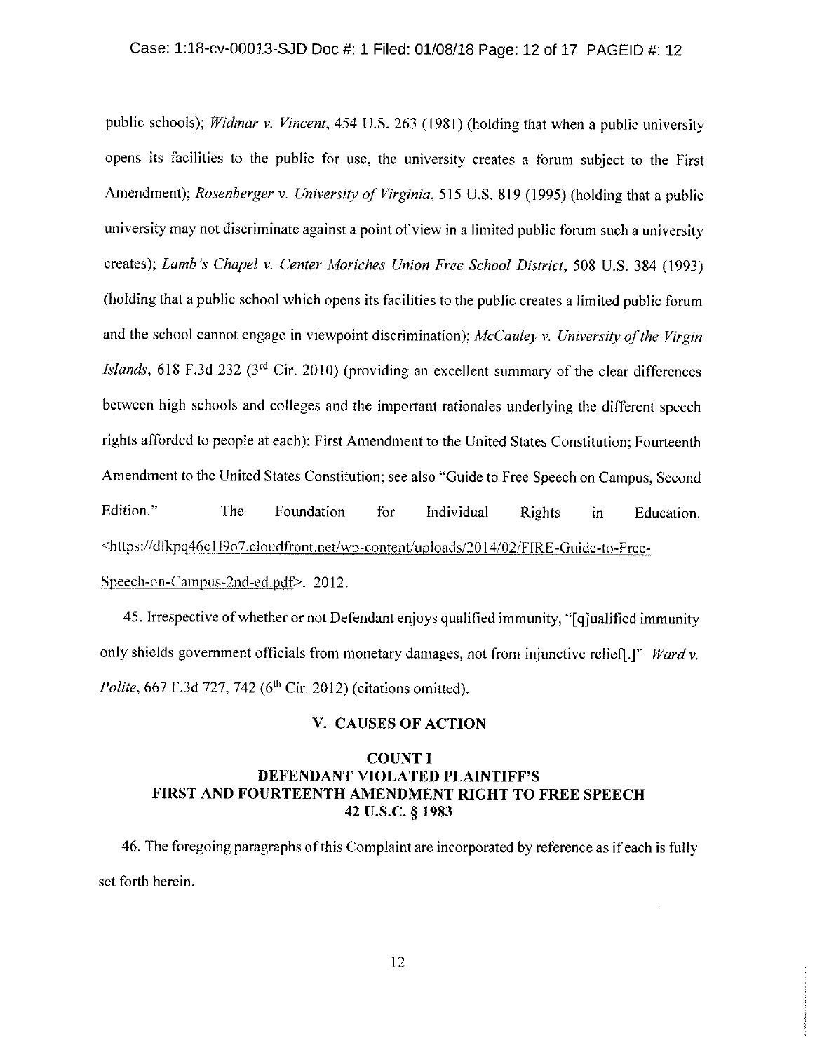public schools); *Widmar v. Vincent*, 454 U.S. 263 (1981) (holding that when a public university opens its facilities to the public for use, the university creates a forum subject to the First Amendment); *Rosenberger v. University of Virginia*, 515 U.S. 819 (1995) (holding that a public university may not discriminate against a point of view in a limited public forum such a university creates); *Lamb's Chapel v. Center Moriches Union Free School District*, 508 U.S. 384 (1993) (holding that a public school which opens its facilities to the public creates a limited public forum and the school cannot engage in viewpoint discrimination); *McCauley v. University of the Virgin Islands*, 618 F.3d 232 (3rd Cir. 2010) (providing an excellent summary of the clear differences between high schools and colleges and the important rationales underlying the different speech rights afforded to people at each); First Amendment to the United States Constitution; Fourteenth Amendment to the United States Constitution; see also "Guide to Free Speech on Campus, Second Edition." The Foundation for Individual Rights in Education. <https://dfkpq46c1l9o7.cloudfront.net/wp-content/uploads/2014/02/FIRE-Guide-to-Free-Speech-on-Campus-2nd-ed.pdf>. 2012.

45. Irrespective of whether or not Defendant enjoys qualified immunity, "[q]ualified immunity only shields government officials from monetary damages, not from injunctive relief[.]" *Ward v. Polite*, 667 F.3d 727, 742 (6th Cir. 2012) (citations omitted).

## V. CAUSES OF ACTION

### COUNT I
### DEFENDANT VIOLATED PLAINTIFF'S FIRST AND FOURTEENTH AMENDMENT RIGHT TO FREE SPEECH
### 42 U.S.C. § 1983

46. The foregoing paragraphs of this Complaint are incorporated by reference as if each is fully set forth herein.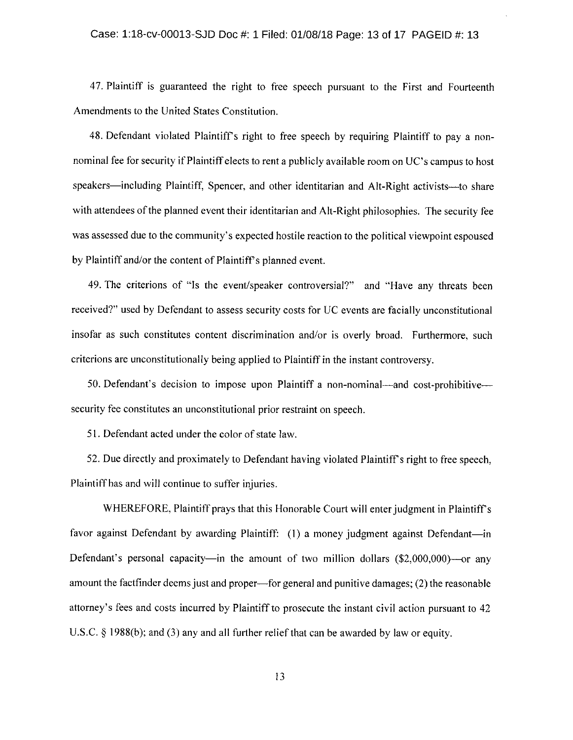47. Plaintiff is guaranteed the right to free speech pursuant to the First and Fourteenth Amendments to the United States Constitution.

48. Defendant violated Plaintiff's right to free speech by requiring Plaintiff to pay a non-nominal fee for security if Plaintiff elects to rent a publicly available room on UC's campus to host speakers—including Plaintiff, Spencer, and other identitarian and Alt-Right activists—to share with attendees of the planned event their identitarian and Alt-Right philosophies. The security fee was assessed due to the community's expected hostile reaction to the political viewpoint espoused by Plaintiff and/or the content of Plaintiff's planned event.

49. The criterions of "Is the event/speaker controversial?" and "Have any threats been received?" used by Defendant to assess security costs for UC events are facially unconstitutional insofar as such constitutes content discrimination and/or is overly broad. Furthermore, such criterions are unconstitutionally being applied to Plaintiff in the instant controversy.

50. Defendant's decision to impose upon Plaintiff a non-nominal—and cost-prohibitive—security fee constitutes an unconstitutional prior restraint on speech.

51. Defendant acted under the color of state law.

52. Due directly and proximately to Defendant having violated Plaintiff's right to free speech, Plaintiff has and will continue to suffer injuries.

WHEREFORE, Plaintiff prays that this Honorable Court will enter judgment in Plaintiff's favor against Defendant by awarding Plaintiff: (1) a money judgment against Defendant—in Defendant's personal capacity—in the amount of two million dollars ($2,000,000)—or any amount the factfinder deems just and proper—for general and punitive damages; (2) the reasonable attorney's fees and costs incurred by Plaintiff to prosecute the instant civil action pursuant to 42 U.S.C. § 1988(b); and (3) any and all further relief that can be awarded by law or equity.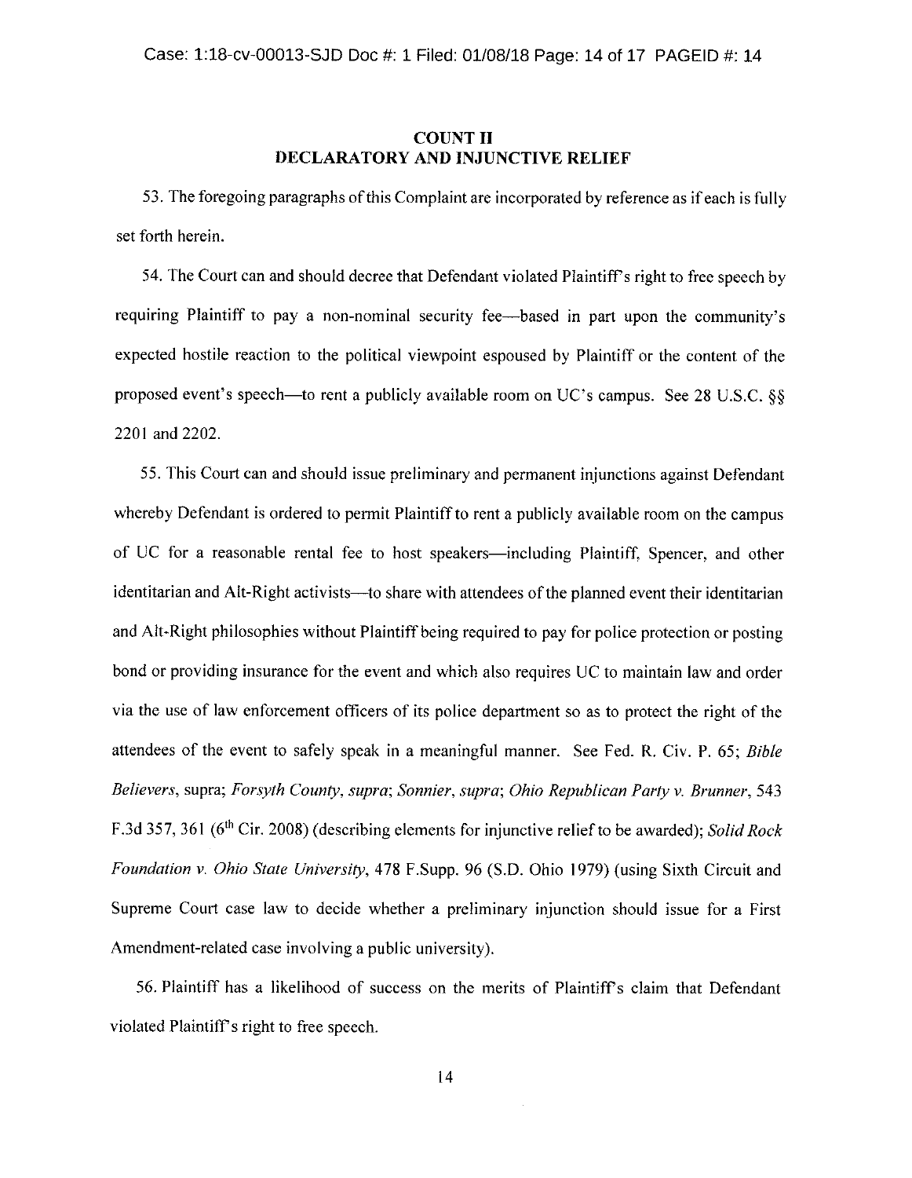## COUNT II
## DECLARATORY AND INJUNCTIVE RELIEF

53. The foregoing paragraphs of this Complaint are incorporated by reference as if each is fully set forth herein.

54. The Court can and should decree that Defendant violated Plaintiff's right to free speech by requiring Plaintiff to pay a non-nominal security fee—based in part upon the community's expected hostile reaction to the political viewpoint espoused by Plaintiff or the content of the proposed event's speech—to rent a publicly available room on UC's campus. See 28 U.S.C. §§ 2201 and 2202.

55. This Court can and should issue preliminary and permanent injunctions against Defendant whereby Defendant is ordered to permit Plaintiff to rent a publicly available room on the campus of UC for a reasonable rental fee to host speakers—including Plaintiff, Spencer, and other identitarian and Alt-Right activists—to share with attendees of the planned event their identitarian and Alt-Right philosophies without Plaintiff being required to pay for police protection or posting bond or providing insurance for the event and which also requires UC to maintain law and order via the use of law enforcement officers of its police department so as to protect the right of the attendees of the event to safely speak in a meaningful manner. See Fed. R. Civ. P. 65; *Bible Believers*, supra; *Forsyth County, supra*; *Sonnier, supra*; *Ohio Republican Party v. Brunner*, 543 F.3d 357, 361 (6th Cir. 2008) (describing elements for injunctive relief to be awarded); *Solid Rock Foundation v. Ohio State University*, 478 F.Supp. 96 (S.D. Ohio 1979) (using Sixth Circuit and Supreme Court case law to decide whether a preliminary injunction should issue for a First Amendment-related case involving a public university).

56. Plaintiff has a likelihood of success on the merits of Plaintiff's claim that Defendant violated Plaintiff's right to free speech.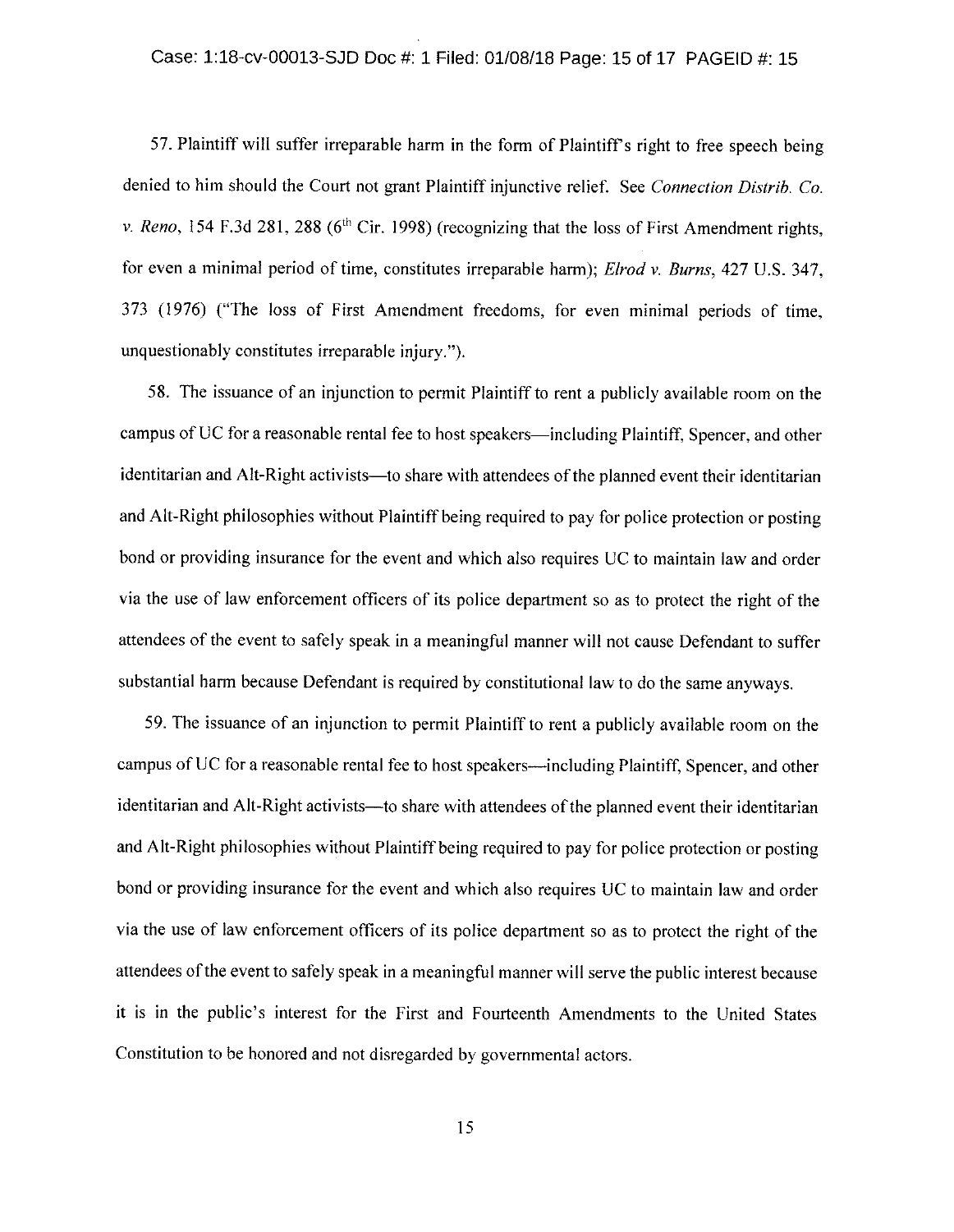57. Plaintiff will suffer irreparable harm in the form of Plaintiff's right to free speech being denied to him should the Court not grant Plaintiff injunctive relief. See *Connection Distrib. Co. v. Reno*, 154 F.3d 281, 288 (6th Cir. 1998) (recognizing that the loss of First Amendment rights, for even a minimal period of time, constitutes irreparable harm); *Elrod v. Burns*, 427 U.S. 347, 373 (1976) ("The loss of First Amendment freedoms, for even minimal periods of time, unquestionably constitutes irreparable injury.").

58. The issuance of an injunction to permit Plaintiff to rent a publicly available room on the campus of UC for a reasonable rental fee to host speakers—including Plaintiff, Spencer, and other identitarian and Alt-Right activists—to share with attendees of the planned event their identitarian and Alt-Right philosophies without Plaintiff being required to pay for police protection or posting bond or providing insurance for the event and which also requires UC to maintain law and order via the use of law enforcement officers of its police department so as to protect the right of the attendees of the event to safely speak in a meaningful manner will not cause Defendant to suffer substantial harm because Defendant is required by constitutional law to do the same anyways.

59. The issuance of an injunction to permit Plaintiff to rent a publicly available room on the campus of UC for a reasonable rental fee to host speakers—including Plaintiff, Spencer, and other identitarian and Alt-Right activists—to share with attendees of the planned event their identitarian and Alt-Right philosophies without Plaintiff being required to pay for police protection or posting bond or providing insurance for the event and which also requires UC to maintain law and order via the use of law enforcement officers of its police department so as to protect the right of the attendees of the event to safely speak in a meaningful manner will serve the public interest because it is in the public's interest for the First and Fourteenth Amendments to the United States Constitution to be honored and not disregarded by governmental actors.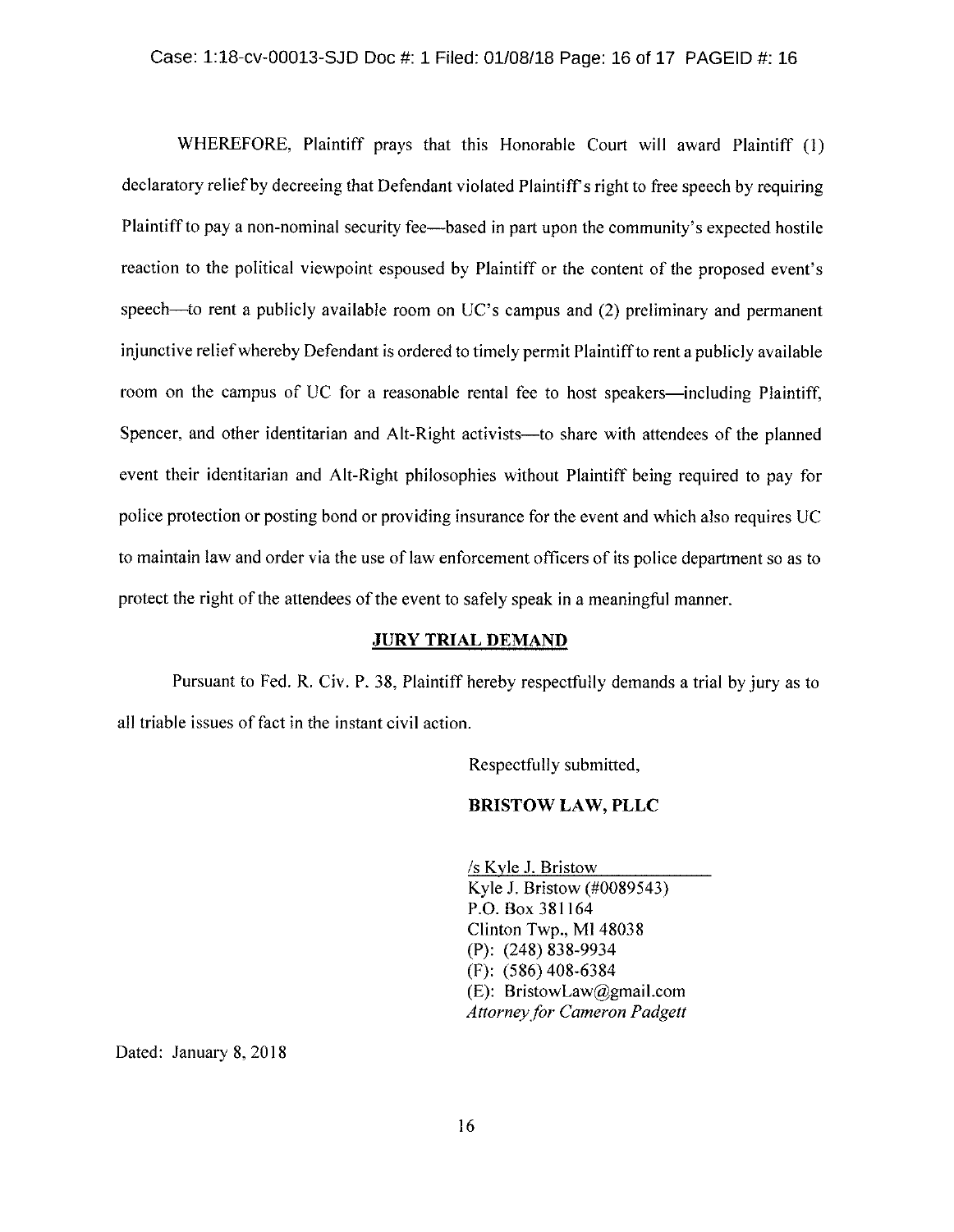WHEREFORE, Plaintiff prays that this Honorable Court will award Plaintiff (1) declaratory relief by decreeing that Defendant violated Plaintiff's right to free speech by requiring Plaintiff to pay a non-nominal security fee—based in part upon the community's expected hostile reaction to the political viewpoint espoused by Plaintiff or the content of the proposed event's speech—to rent a publicly available room on UC's campus and (2) preliminary and permanent injunctive relief whereby Defendant is ordered to timely permit Plaintiff to rent a publicly available room on the campus of UC for a reasonable rental fee to host speakers—including Plaintiff, Spencer, and other identitarian and Alt-Right activists—to share with attendees of the planned event their identitarian and Alt-Right philosophies without Plaintiff being required to pay for police protection or posting bond or providing insurance for the event and which also requires UC to maintain law and order via the use of law enforcement officers of its police department so as to protect the right of the attendees of the event to safely speak in a meaningful manner.

## JURY TRIAL DEMAND

Pursuant to Fed. R. Civ. P. 38, Plaintiff hereby respectfully demands a trial by jury as to all triable issues of fact in the instant civil action.

Respectfully submitted,

**BRISTOW LAW, PLLC**

/s Kyle J. Bristow
Kyle J. Bristow (#0089543)
P.O. Box 381164
Clinton Twp., MI 48038
(P): (248) 838-9934
(F): (586) 408-6384
(E): BristowLaw@gmail.com
*Attorney for Cameron Padgett*

Dated: January 8, 2018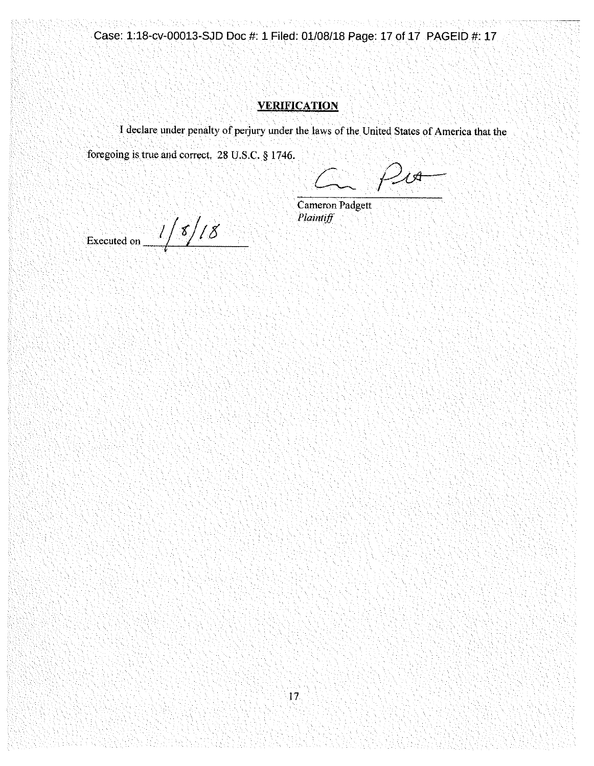**VERIFICATION**

I declare under penalty of perjury under the laws of the United States of America that the foregoing is true and correct. 28 U.S.C. § 1746.

Cameron Padgett
*Plaintiff*

Executed on 1/8/18